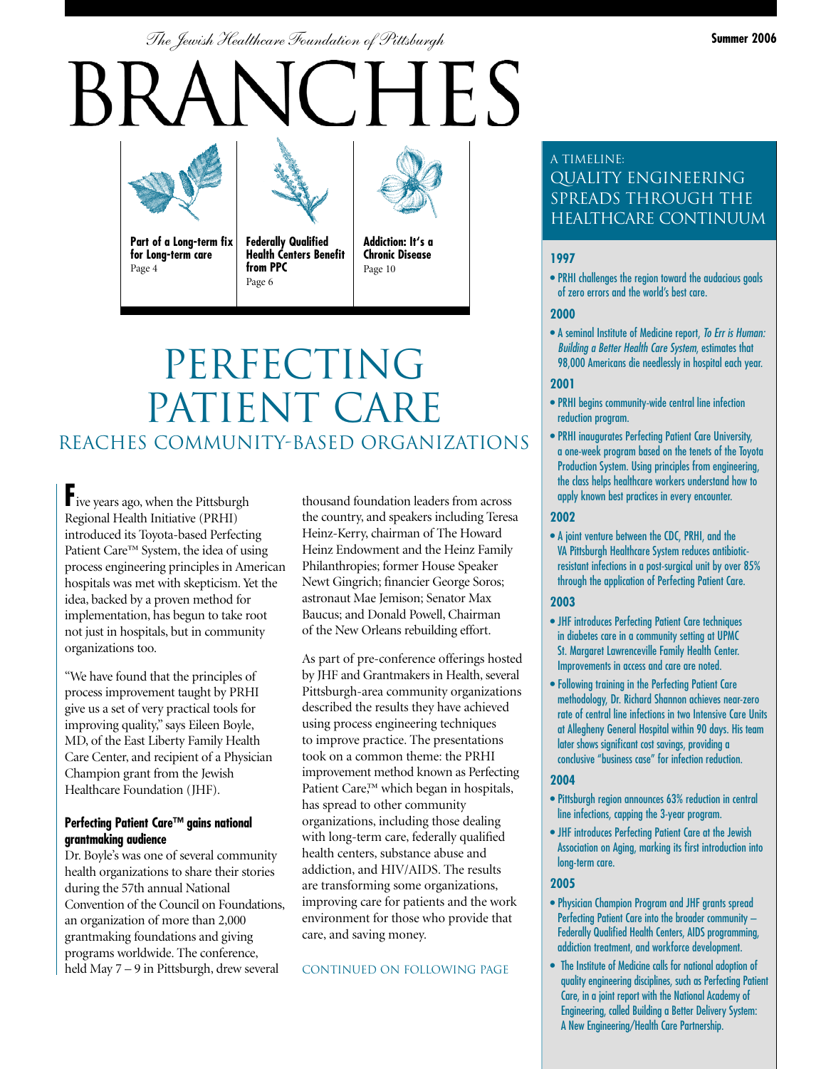*The Jewish Healthcare Foundation of Pittsburgh*

Summer 2006

# BRANCHES

**Part of a Long-term fix for Long-term care**
Page 4

**Federally Qualified Health Centers Benefit from PPC**
Page 6

**Addiction: It's a Chronic Disease**
Page 10

# PERFECTING PATIENT CARE

## REACHES COMMUNITY-BASED ORGANIZATIONS

Five years ago, when the Pittsburgh Regional Health Initiative (PRHI) introduced its Toyota-based Perfecting Patient Care™ System, the idea of using process engineering principles in American hospitals was met with skepticism. Yet the idea, backed by a proven method for implementation, has begun to take root not just in hospitals, but in community organizations too.

"We have found that the principles of process improvement taught by PRHI give us a set of very practical tools for improving quality," says Eileen Boyle, MD, of the East Liberty Family Health Care Center, and recipient of a Physician Champion grant from the Jewish Healthcare Foundation (JHF).

### Perfecting Patient Care™ gains national grantmaking audience

Dr. Boyle's was one of several community health organizations to share their stories during the 57th annual National Convention of the Council on Foundations, an organization of more than 2,000 grantmaking foundations and giving programs worldwide. The conference, held May 7 – 9 in Pittsburgh, drew several thousand foundation leaders from across the country, and speakers including Teresa Heinz-Kerry, chairman of The Howard Heinz Endowment and the Heinz Family Philanthropies; former House Speaker Newt Gingrich; financier George Soros; astronaut Mae Jemison; Senator Max Baucus; and Donald Powell, Chairman of the New Orleans rebuilding effort.

As part of pre-conference offerings hosted by JHF and Grantmakers in Health, several Pittsburgh-area community organizations described the results they have achieved using process engineering techniques to improve practice. The presentations took on a common theme: the PRHI improvement method known as Perfecting Patient Care,™ which began in hospitals, has spread to other community organizations, including those dealing with long-term care, federally qualified health centers, substance abuse and addiction, and HIV/AIDS. The results are transforming some organizations, improving care for patients and the work environment for those who provide that care, and saving money.

CONTINUED ON FOLLOWING PAGE

---

## A TIMELINE: QUALITY ENGINEERING SPREADS THROUGH THE HEALTHCARE CONTINUUM

### 1997

- PRHI challenges the region toward the audacious goals of zero errors and the world's best care.

### 2000

- A seminal Institute of Medicine report, *To Err is Human: Building a Better Health Care System,* estimates that 98,000 Americans die needlessly in hospital each year.

### 2001

- PRHI begins community-wide central line infection reduction program.
- PRHI inaugurates Perfecting Patient Care University, a one-week program based on the tenets of the Toyota Production System. Using principles from engineering, the class helps healthcare workers understand how to apply known best practices in every encounter.

### 2002

- A joint venture between the CDC, PRHI, and the VA Pittsburgh Healthcare System reduces antibiotic-resistant infections in a post-surgical unit by over 85% through the application of Perfecting Patient Care.

### 2003

- JHF introduces Perfecting Patient Care techniques in diabetes care in a community setting at UPMC St. Margaret Lawrenceville Family Health Center. Improvements in access and care are noted.
- Following training in the Perfecting Patient Care methodology, Dr. Richard Shannon achieves near-zero rate of central line infections in two Intensive Care Units at Allegheny General Hospital within 90 days. His team later shows significant cost savings, providing a conclusive "business case" for infection reduction.

### 2004

- Pittsburgh region announces 63% reduction in central line infections, capping the 3-year program.
- JHF introduces Perfecting Patient Care at the Jewish Association on Aging, marking its first introduction into long-term care.

### 2005

- Physician Champion Program and JHF grants spread Perfecting Patient Care into the broader community – Federally Qualified Health Centers, AIDS programming, addiction treatment, and workforce development.
- The Institute of Medicine calls for national adoption of quality engineering disciplines, such as Perfecting Patient Care, in a joint report with the National Academy of Engineering, called Building a Better Delivery System: A New Engineering/Health Care Partnership.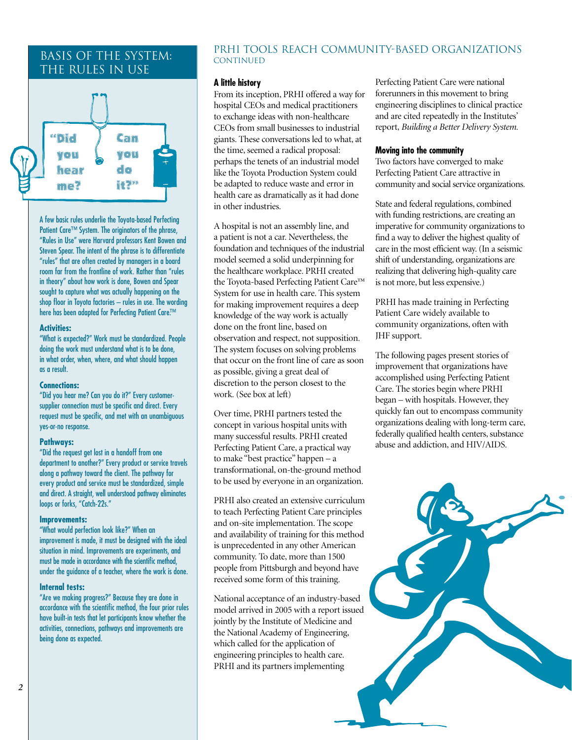## BASIS OF THE SYSTEM: THE RULES IN USE

"Did you hear me? Can you do it?"

A few basic rules underlie the Toyota-based Perfecting Patient Care™ System. The originators of the phrase, "Rules in Use" were Harvard professors Kent Bowen and Steven Spear. The intent of the phrase is to differentiate "rules" that are often created by managers in a board room far from the frontline of work. Rather than "rules in theory" about how work is done, Bowen and Spear sought to capture what was actually happening on the shop floor in Toyota factories – rules in use. The wording here has been adapted for Perfecting Patient Care.™

**Activities:**
"What is expected?" Work must be standardized. People doing the work must understand what is to be done, in what order, when, where, and what should happen as a result.

**Connections:**
"Did you hear me? Can you do it?" Every customer-supplier connection must be specific and direct. Every request must be specific, and met with an unambiguous yes-or-no response.

**Pathways:**
"Did the request get lost in a handoff from one department to another?" Every product or service travels along a pathway toward the client. The pathway for every product and service must be standardized, simple and direct. A straight, well understood pathway eliminates loops or forks, "Catch-22s."

**Improvements:**
"What would perfection look like?" When an improvement is made, it must be designed with the ideal situation in mind. Improvements are experiments, and must be made in accordance with the scientific method, under the guidance of a teacher, where the work is done.

**Internal tests:**
"Are we making progress?" Because they are done in accordance with the scientific method, the four prior rules have built-in tests that let participants know whether the activities, connections, pathways and improvements are being done as expected.

## PRHI TOOLS REACH COMMUNITY-BASED ORGANIZATIONS CONTINUED

### A little history

From its inception, PRHI offered a way for hospital CEOs and medical practitioners to exchange ideas with non-healthcare CEOs from small businesses to industrial giants. These conversations led to what, at the time, seemed a radical proposal: perhaps the tenets of an industrial model like the Toyota Production System could be adapted to reduce waste and error in health care as dramatically as it had done in other industries.

A hospital is not an assembly line, and a patient is not a car. Nevertheless, the foundation and techniques of the industrial model seemed a solid underpinning for the healthcare workplace. PRHI created the Toyota-based Perfecting Patient Care™ System for use in health care. This system for making improvement requires a deep knowledge of the way work is actually done on the front line, based on observation and respect, not supposition. The system focuses on solving problems that occur on the front line of care as soon as possible, giving a great deal of discretion to the person closest to the work. (See box at left)

Over time, PRHI partners tested the concept in various hospital units with many successful results. PRHI created Perfecting Patient Care, a practical way to make "best practice" happen – a transformational, on-the-ground method to be used by everyone in an organization.

PRHI also created an extensive curriculum to teach Perfecting Patient Care principles and on-site implementation. The scope and availability of training for this method is unprecedented in any other American community. To date, more than 1500 people from Pittsburgh and beyond have received some form of this training.

National acceptance of an industry-based model arrived in 2005 with a report issued jointly by the Institute of Medicine and the National Academy of Engineering, which called for the application of engineering principles to health care. PRHI and its partners implementing Perfecting Patient Care were national forerunners in this movement to bring engineering disciplines to clinical practice and are cited repeatedly in the Institutes' report, *Building a Better Delivery System.*

### Moving into the community

Two factors have converged to make Perfecting Patient Care attractive in community and social service organizations.

State and federal regulations, combined with funding restrictions, are creating an imperative for community organizations to find a way to deliver the highest quality of care in the most efficient way. (In a seismic shift of understanding, organizations are realizing that delivering high-quality care is not more, but less expensive.)

PRHI has made training in Perfecting Patient Care widely available to community organizations, often with JHF support.

The following pages present stories of improvement that organizations have accomplished using Perfecting Patient Care. The stories begin where PRHI began – with hospitals. However, they quickly fan out to encompass community organizations dealing with long-term care, federally qualified health centers, substance abuse and addiction, and HIV/AIDS.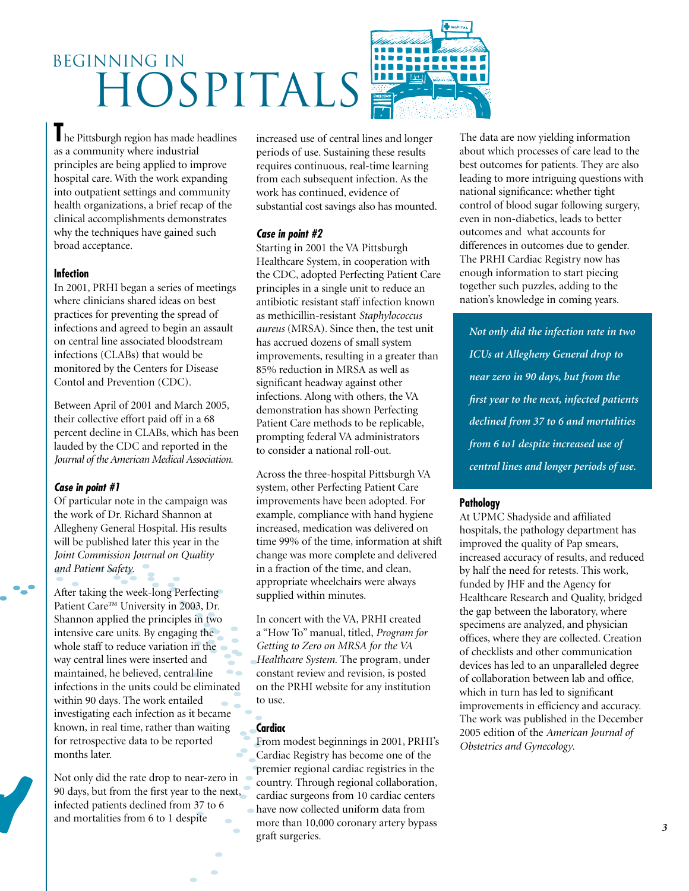# BEGINNING IN HOSPITALS

The Pittsburgh region has made headlines as a community where industrial principles are being applied to improve hospital care. With the work expanding into outpatient settings and community health organizations, a brief recap of the clinical accomplishments demonstrates why the techniques have gained such broad acceptance.

### Infection

In 2001, PRHI began a series of meetings where clinicians shared ideas on best practices for preventing the spread of infections and agreed to begin an assault on central line associated bloodstream infections (CLABs) that would be monitored by the Centers for Disease Contol and Prevention (CDC).

Between April of 2001 and March 2005, their collective effort paid off in a 68 percent decline in CLABs, which has been lauded by the CDC and reported in the *Journal of the American Medical Association.*

#### *Case in point #1*

Of particular note in the campaign was the work of Dr. Richard Shannon at Allegheny General Hospital. His results will be published later this year in the *Joint Commission Journal on Quality and Patient Safety.*

After taking the week-long Perfecting Patient Care™ University in 2003, Dr. Shannon applied the principles in two intensive care units. By engaging the whole staff to reduce variation in the way central lines were inserted and maintained, he believed, central line infections in the units could be eliminated within 90 days. The work entailed investigating each infection as it became known, in real time, rather than waiting for retrospective data to be reported months later.

Not only did the rate drop to near-zero in 90 days, but from the first year to the next, infected patients declined from 37 to 6 and mortalities from 6 to 1 despite increased use of central lines and longer periods of use. Sustaining these results requires continuous, real-time learning from each subsequent infection. As the work has continued, evidence of substantial cost savings also has mounted.

#### *Case in point #2*

Starting in 2001 the VA Pittsburgh Healthcare System, in cooperation with the CDC, adopted Perfecting Patient Care principles in a single unit to reduce an antibiotic resistant staff infection known as methicillin-resistant *Staphylococcus aureus* (MRSA). Since then, the test unit has accrued dozens of small system improvements, resulting in a greater than 85% reduction in MRSA as well as significant headway against other infections. Along with others, the VA demonstration has shown Perfecting Patient Care methods to be replicable, prompting federal VA administrators to consider a national roll-out.

Across the three-hospital Pittsburgh VA system, other Perfecting Patient Care improvements have been adopted. For example, compliance with hand hygiene increased, medication was delivered on time 99% of the time, information at shift change was more complete and delivered in a fraction of the time, and clean, appropriate wheelchairs were always supplied within minutes.

In concert with the VA, PRHI created a "How To" manual, titled, *Program for Getting to Zero on MRSA for the VA Healthcare System.* The program, under constant review and revision, is posted on the PRHI website for any institution to use.

### Cardiac

From modest beginnings in 2001, PRHI's Cardiac Registry has become one of the premier regional cardiac registries in the country. Through regional collaboration, cardiac surgeons from 10 cardiac centers have now collected uniform data from more than 10,000 coronary artery bypass graft surgeries.

The data are now yielding information about which processes of care lead to the best outcomes for patients. They are also leading to more intriguing questions with national significance: whether tight control of blood sugar following surgery, even in non-diabetics, leads to better outcomes and what accounts for differences in outcomes due to gender. The PRHI Cardiac Registry now has enough information to start piecing together such puzzles, adding to the nation's knowledge in coming years.

*Not only did the infection rate in two ICUs at Allegheny General drop to near zero in 90 days, but from the first year to the next, infected patients declined from 37 to 6 and mortalities from 6 to1 despite increased use of central lines and longer periods of use.*

### Pathology

At UPMC Shadyside and affiliated hospitals, the pathology department has improved the quality of Pap smears, increased accuracy of results, and reduced by half the need for retests. This work, funded by JHF and the Agency for Healthcare Research and Quality, bridged the gap between the laboratory, where specimens are analyzed, and physician offices, where they are collected. Creation of checklists and other communication devices has led to an unparalleled degree of collaboration between lab and office, which in turn has led to significant improvements in efficiency and accuracy. The work was published in the December 2005 edition of the *American Journal of Obstetrics and Gynecology.*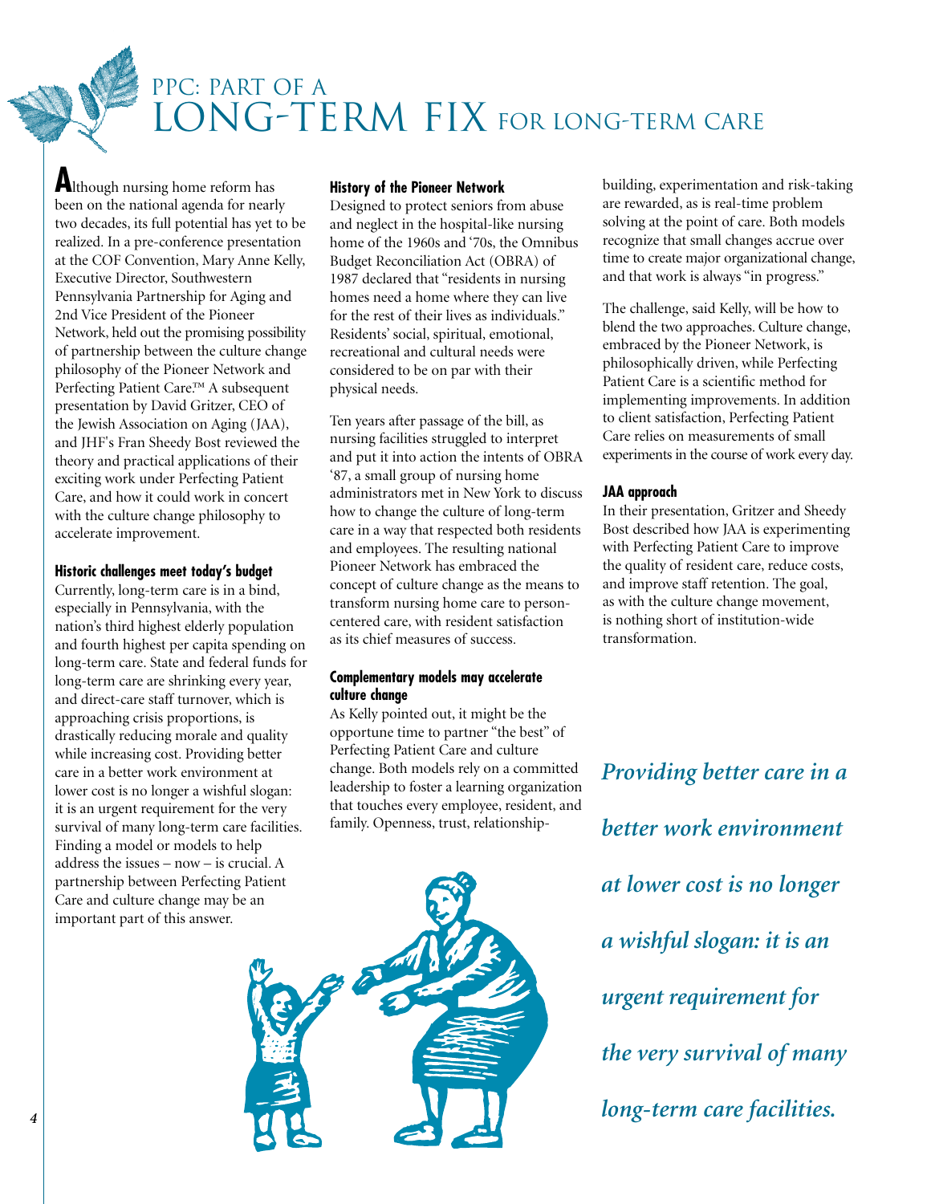# PPC: PART OF A LONG-TERM FIX FOR LONG-TERM CARE

Although nursing home reform has been on the national agenda for nearly two decades, its full potential has yet to be realized. In a pre-conference presentation at the COF Convention, Mary Anne Kelly, Executive Director, Southwestern Pennsylvania Partnership for Aging and 2nd Vice President of the Pioneer Network, held out the promising possibility of partnership between the culture change philosophy of the Pioneer Network and Perfecting Patient Care.™ A subsequent presentation by David Gritzer, CEO of the Jewish Association on Aging (JAA), and JHF's Fran Sheedy Bost reviewed the theory and practical applications of their exciting work under Perfecting Patient Care, and how it could work in concert with the culture change philosophy to accelerate improvement.

### Historic challenges meet today's budget

Currently, long-term care is in a bind, especially in Pennsylvania, with the nation's third highest elderly population and fourth highest per capita spending on long-term care. State and federal funds for long-term care are shrinking every year, and direct-care staff turnover, which is approaching crisis proportions, is drastically reducing morale and quality while increasing cost. Providing better care in a better work environment at lower cost is no longer a wishful slogan: it is an urgent requirement for the very survival of many long-term care facilities. Finding a model or models to help address the issues – now – is crucial. A partnership between Perfecting Patient Care and culture change may be an important part of this answer.

### History of the Pioneer Network

Designed to protect seniors from abuse and neglect in the hospital-like nursing home of the 1960s and '70s, the Omnibus Budget Reconciliation Act (OBRA) of 1987 declared that "residents in nursing homes need a home where they can live for the rest of their lives as individuals." Residents' social, spiritual, emotional, recreational and cultural needs were considered to be on par with their physical needs.

Ten years after passage of the bill, as nursing facilities struggled to interpret and put it into action the intents of OBRA '87, a small group of nursing home administrators met in New York to discuss how to change the culture of long-term care in a way that respected both residents and employees. The resulting national Pioneer Network has embraced the concept of culture change as the means to transform nursing home care to person-centered care, with resident satisfaction as its chief measures of success.

### Complementary models may accelerate culture change

As Kelly pointed out, it might be the opportune time to partner "the best" of Perfecting Patient Care and culture change. Both models rely on a committed leadership to foster a learning organization that touches every employee, resident, and family. Openness, trust, relationship-building, experimentation and risk-taking are rewarded, as is real-time problem solving at the point of care. Both models recognize that small changes accrue over time to create major organizational change, and that work is always "in progress."

The challenge, said Kelly, will be how to blend the two approaches. Culture change, embraced by the Pioneer Network, is philosophically driven, while Perfecting Patient Care is a scientific method for implementing improvements. In addition to client satisfaction, Perfecting Patient Care relies on measurements of small experiments in the course of work every day.

### JAA approach

In their presentation, Gritzer and Sheedy Bost described how JAA is experimenting with Perfecting Patient Care to improve the quality of resident care, reduce costs, and improve staff retention. The goal, as with the culture change movement, is nothing short of institution-wide transformation.

***Providing better care in a better work environment at lower cost is no longer a wishful slogan: it is an urgent requirement for the very survival of many long-term care facilities.***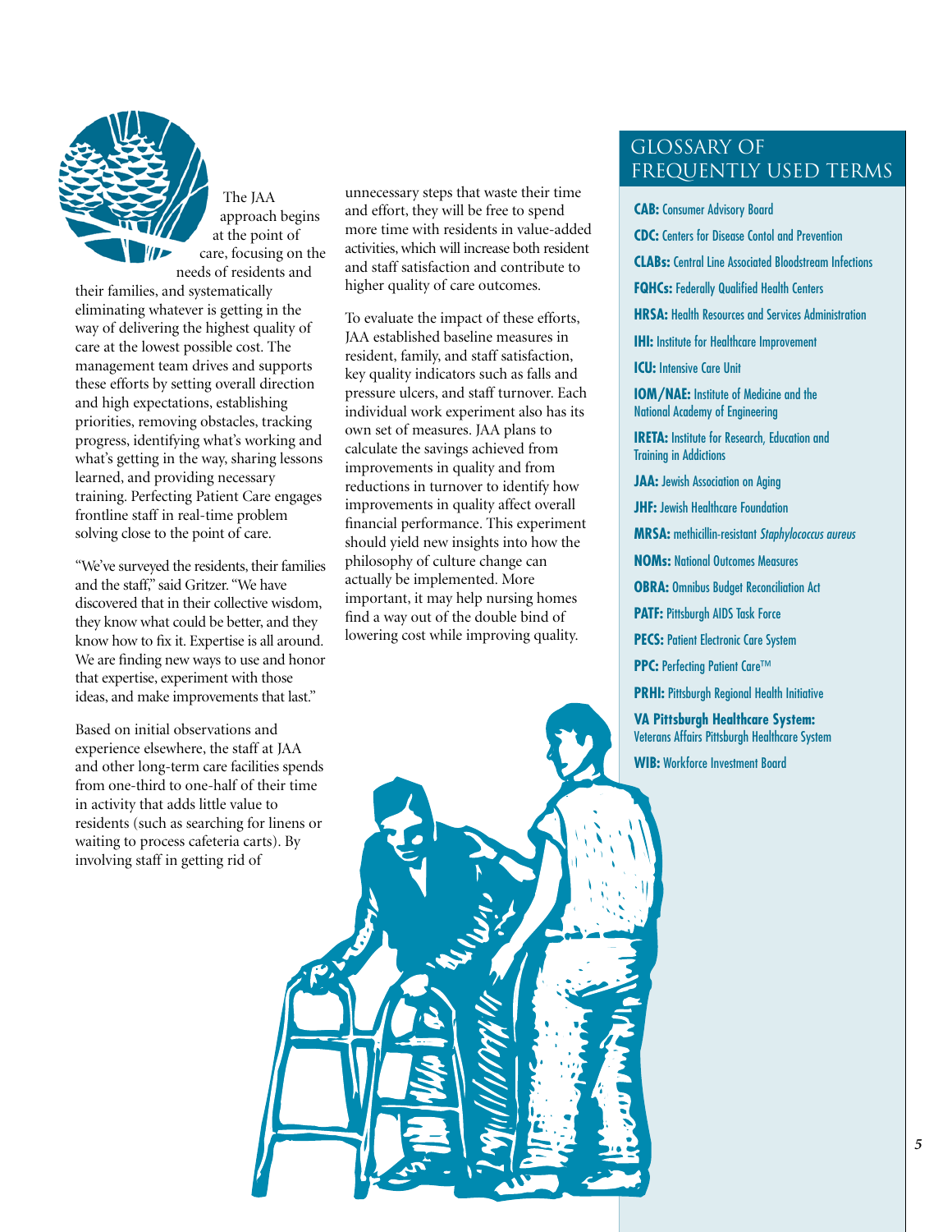The JAA approach begins at the point of care, focusing on the needs of residents and their families, and systematically eliminating whatever is getting in the way of delivering the highest quality of care at the lowest possible cost. The management team drives and supports these efforts by setting overall direction and high expectations, establishing priorities, removing obstacles, tracking progress, identifying what's working and what's getting in the way, sharing lessons learned, and providing necessary training. Perfecting Patient Care engages frontline staff in real-time problem solving close to the point of care.

"We've surveyed the residents, their families and the staff," said Gritzer. "We have discovered that in their collective wisdom, they know what could be better, and they know how to fix it. Expertise is all around. We are finding new ways to use and honor that expertise, experiment with those ideas, and make improvements that last."

Based on initial observations and experience elsewhere, the staff at JAA and other long-term care facilities spends from one-third to one-half of their time in activity that adds little value to residents (such as searching for linens or waiting to process cafeteria carts). By involving staff in getting rid of unnecessary steps that waste their time and effort, they will be free to spend more time with residents in value-added activities, which will increase both resident and staff satisfaction and contribute to higher quality of care outcomes.

To evaluate the impact of these efforts, JAA established baseline measures in resident, family, and staff satisfaction, key quality indicators such as falls and pressure ulcers, and staff turnover. Each individual work experiment also has its own set of measures. JAA plans to calculate the savings achieved from improvements in quality and from reductions in turnover to identify how improvements in quality affect overall financial performance. This experiment should yield new insights into how the philosophy of culture change can actually be implemented. More important, it may help nursing homes find a way out of the double bind of lowering cost while improving quality.

## GLOSSARY OF FREQUENTLY USED TERMS

**CAB:** Consumer Advisory Board

**CDC:** Centers for Disease Contol and Prevention

**CLABs:** Central Line Associated Bloodstream Infections

**FQHCs:** Federally Qualified Health Centers

**HRSA:** Health Resources and Services Administration

**IHI:** Institute for Healthcare Improvement

**ICU:** Intensive Care Unit

**IOM/NAE:** Institute of Medicine and the National Academy of Engineering

**IRETA:** Institute for Research, Education and Training in Addictions

**JAA:** Jewish Association on Aging

**JHF:** Jewish Healthcare Foundation

**MRSA:** methicillin-resistant *Staphylococcus aureus*

**NOMs:** National Outcomes Measures

**OBRA:** Omnibus Budget Reconciliation Act

**PATF:** Pittsburgh AIDS Task Force

**PECS:** Patient Electronic Care System

**PPC:** Perfecting Patient Care™

**PRHI:** Pittsburgh Regional Health Initiative

**VA Pittsburgh Healthcare System:** Veterans Affairs Pittsburgh Healthcare System

**WIB:** Workforce Investment Board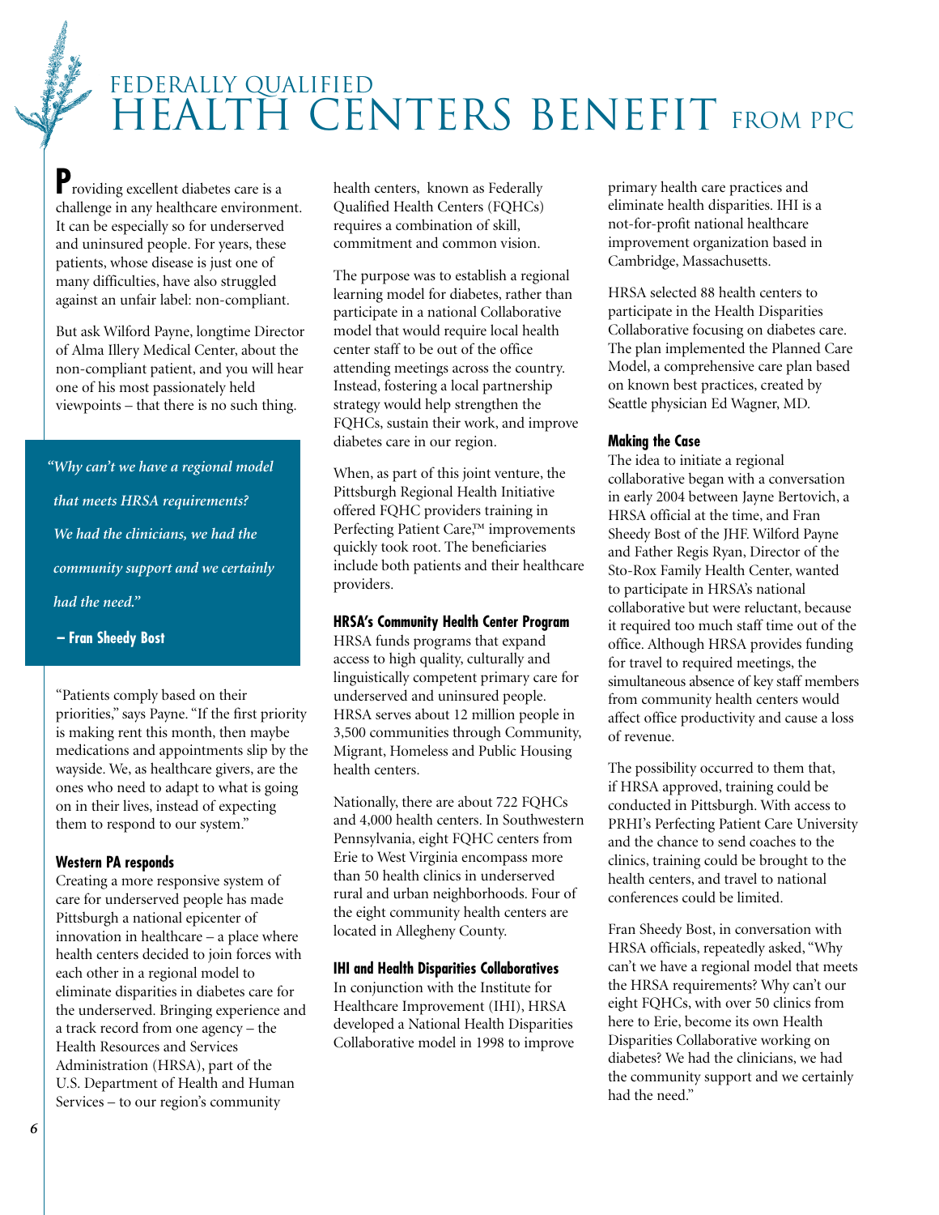# FEDERALLY QUALIFIED HEALTH CENTERS BENEFIT FROM PPC

Providing excellent diabetes care is a challenge in any healthcare environment. It can be especially so for underserved and uninsured people. For years, these patients, whose disease is just one of many difficulties, have also struggled against an unfair label: non-compliant.

But ask Wilford Payne, longtime Director of Alma Illery Medical Center, about the non-compliant patient, and you will hear one of his most passionately held viewpoints – that there is no such thing.

> *"Why can't we have a regional model that meets HRSA requirements? We had the clinicians, we had the community support and we certainly had the need."*
>
> **– Fran Sheedy Bost**

"Patients comply based on their priorities," says Payne. "If the first priority is making rent this month, then maybe medications and appointments slip by the wayside. We, as healthcare givers, are the ones who need to adapt to what is going on in their lives, instead of expecting them to respond to our system."

### Western PA responds

Creating a more responsive system of care for underserved people has made Pittsburgh a national epicenter of innovation in healthcare – a place where health centers decided to join forces with each other in a regional model to eliminate disparities in diabetes care for the underserved. Bringing experience and a track record from one agency – the Health Resources and Services Administration (HRSA), part of the U.S. Department of Health and Human Services – to our region's community health centers, known as Federally Qualified Health Centers (FQHCs) requires a combination of skill, commitment and common vision.

The purpose was to establish a regional learning model for diabetes, rather than participate in a national Collaborative model that would require local health center staff to be out of the office attending meetings across the country. Instead, fostering a local partnership strategy would help strengthen the FQHCs, sustain their work, and improve diabetes care in our region.

When, as part of this joint venture, the Pittsburgh Regional Health Initiative offered FQHC providers training in Perfecting Patient Care,™ improvements quickly took root. The beneficiaries include both patients and their healthcare providers.

### HRSA's Community Health Center Program

HRSA funds programs that expand access to high quality, culturally and linguistically competent primary care for underserved and uninsured people. HRSA serves about 12 million people in 3,500 communities through Community, Migrant, Homeless and Public Housing health centers.

Nationally, there are about 722 FQHCs and 4,000 health centers. In Southwestern Pennsylvania, eight FQHC centers from Erie to West Virginia encompass more than 50 health clinics in underserved rural and urban neighborhoods. Four of the eight community health centers are located in Allegheny County.

### IHI and Health Disparities Collaboratives

In conjunction with the Institute for Healthcare Improvement (IHI), HRSA developed a National Health Disparities Collaborative model in 1998 to improve primary health care practices and eliminate health disparities. IHI is a not-for-profit national healthcare improvement organization based in Cambridge, Massachusetts.

HRSA selected 88 health centers to participate in the Health Disparities Collaborative focusing on diabetes care. The plan implemented the Planned Care Model, a comprehensive care plan based on known best practices, created by Seattle physician Ed Wagner, MD.

### Making the Case

The idea to initiate a regional collaborative began with a conversation in early 2004 between Jayne Bertovich, a HRSA official at the time, and Fran Sheedy Bost of the JHF. Wilford Payne and Father Regis Ryan, Director of the Sto-Rox Family Health Center, wanted to participate in HRSA's national collaborative but were reluctant, because it required too much staff time out of the office. Although HRSA provides funding for travel to required meetings, the simultaneous absence of key staff members from community health centers would affect office productivity and cause a loss of revenue.

The possibility occurred to them that, if HRSA approved, training could be conducted in Pittsburgh. With access to PRHI's Perfecting Patient Care University and the chance to send coaches to the clinics, training could be brought to the health centers, and travel to national conferences could be limited.

Fran Sheedy Bost, in conversation with HRSA officials, repeatedly asked, "Why can't we have a regional model that meets the HRSA requirements? Why can't our eight FQHCs, with over 50 clinics from here to Erie, become its own Health Disparities Collaborative working on diabetes? We had the clinicians, we had the community support and we certainly had the need."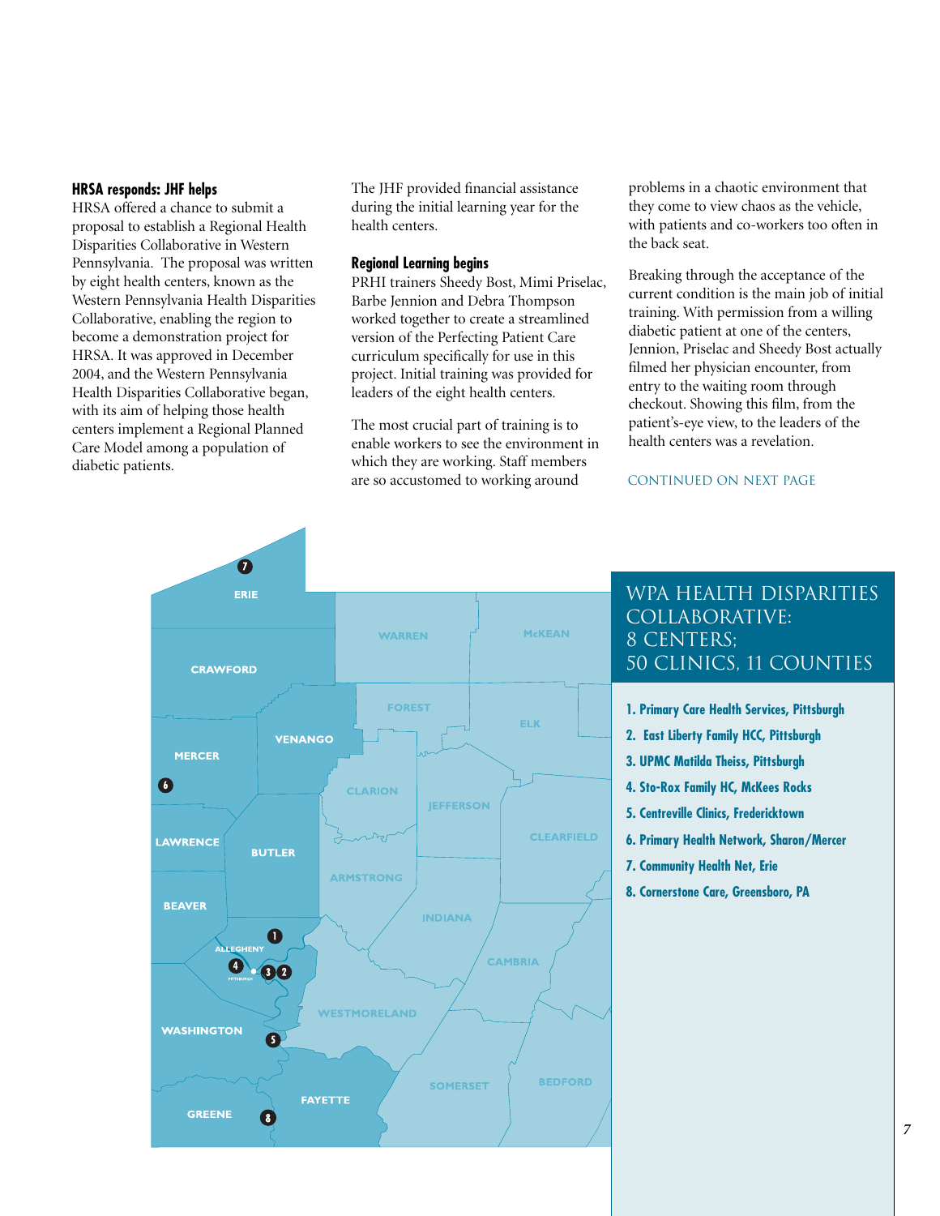### HRSA responds: JHF helps

HRSA offered a chance to submit a proposal to establish a Regional Health Disparities Collaborative in Western Pennsylvania. The proposal was written by eight health centers, known as the Western Pennsylvania Health Disparities Collaborative, enabling the region to become a demonstration project for HRSA. It was approved in December 2004, and the Western Pennsylvania Health Disparities Collaborative began, with its aim of helping those health centers implement a Regional Planned Care Model among a population of diabetic patients.

The JHF provided financial assistance during the initial learning year for the health centers.

### Regional Learning begins

PRHI trainers Sheedy Bost, Mimi Priselac, Barbe Jennion and Debra Thompson worked together to create a streamlined version of the Perfecting Patient Care curriculum specifically for use in this project. Initial training was provided for leaders of the eight health centers.

The most crucial part of training is to enable workers to see the environment in which they are working. Staff members are so accustomed to working around problems in a chaotic environment that they come to view chaos as the vehicle, with patients and co-workers too often in the back seat.

Breaking through the acceptance of the current condition is the main job of initial training. With permission from a willing diabetic patient at one of the centers, Jennion, Priselac and Sheedy Bost actually filmed her physician encounter, from entry to the waiting room through checkout. Showing this film, from the patient's-eye view, to the leaders of the health centers was a revelation.

CONTINUED ON NEXT PAGE

## WPA HEALTH DISPARITIES COLLABORATIVE: 8 CENTERS; 50 CLINICS, 11 COUNTIES

1. Primary Care Health Services, Pittsburgh
2. East Liberty Family HCC, Pittsburgh
3. UPMC Matilda Theiss, Pittsburgh
4. Sto-Rox Family HC, McKees Rocks
5. Centreville Clinics, Fredericktown
6. Primary Health Network, Sharon/Mercer
7. Community Health Net, Erie
8. Cornerstone Care, Greensboro, PA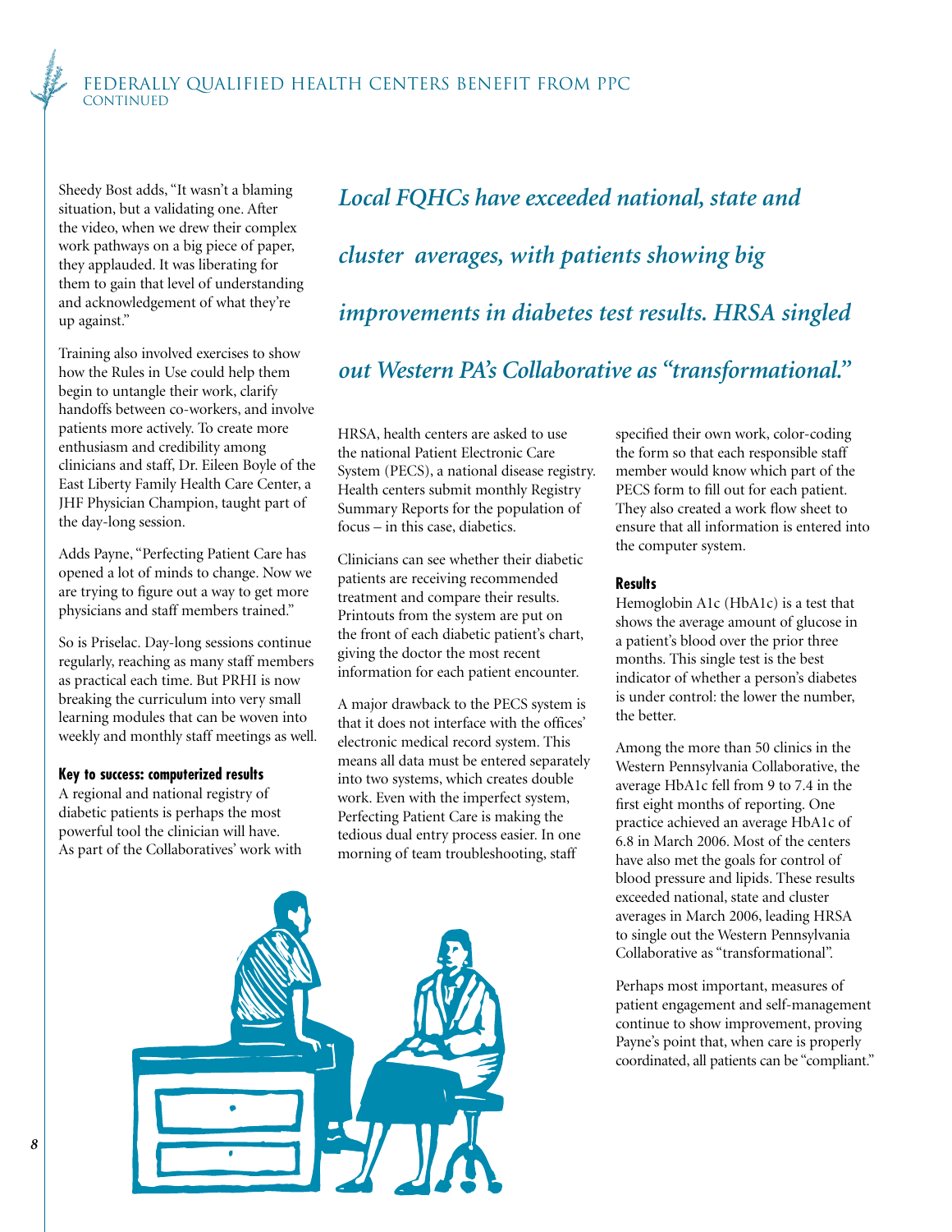Sheedy Bost adds, "It wasn't a blaming situation, but a validating one. After the video, when we drew their complex work pathways on a big piece of paper, they applauded. It was liberating for them to gain that level of understanding and acknowledgement of what they're up against."

Training also involved exercises to show how the Rules in Use could help them begin to untangle their work, clarify handoffs between co-workers, and involve patients more actively. To create more enthusiasm and credibility among clinicians and staff, Dr. Eileen Boyle of the East Liberty Family Health Care Center, a JHF Physician Champion, taught part of the day-long session.

Adds Payne, "Perfecting Patient Care has opened a lot of minds to change. Now we are trying to figure out a way to get more physicians and staff members trained."

So is Priselac. Day-long sessions continue regularly, reaching as many staff members as practical each time. But PRHI is now breaking the curriculum into very small learning modules that can be woven into weekly and monthly staff meetings as well.

*Local FQHCs have exceeded national, state and cluster averages, with patients showing big improvements in diabetes test results. HRSA singled out Western PA's Collaborative as "transformational."*

### Key to success: computerized results

A regional and national registry of diabetic patients is perhaps the most powerful tool the clinician will have. As part of the Collaboratives' work with HRSA, health centers are asked to use the national Patient Electronic Care System (PECS), a national disease registry. Health centers submit monthly Registry Summary Reports for the population of focus – in this case, diabetics.

Clinicians can see whether their diabetic patients are receiving recommended treatment and compare their results. Printouts from the system are put on the front of each diabetic patient's chart, giving the doctor the most recent information for each patient encounter.

A major drawback to the PECS system is that it does not interface with the offices' electronic medical record system. This means all data must be entered separately into two systems, which creates double work. Even with the imperfect system, Perfecting Patient Care is making the tedious dual entry process easier. In one morning of team troubleshooting, staff specified their own work, color-coding the form so that each responsible staff member would know which part of the PECS form to fill out for each patient. They also created a work flow sheet to ensure that all information is entered into the computer system.

### Results

Hemoglobin A1c (HbA1c) is a test that shows the average amount of glucose in a patient's blood over the prior three months. This single test is the best indicator of whether a person's diabetes is under control: the lower the number, the better.

Among the more than 50 clinics in the Western Pennsylvania Collaborative, the average HbA1c fell from 9 to 7.4 in the first eight months of reporting. One practice achieved an average HbA1c of 6.8 in March 2006. Most of the centers have also met the goals for control of blood pressure and lipids. These results exceeded national, state and cluster averages in March 2006, leading HRSA to single out the Western Pennsylvania Collaborative as "transformational".

Perhaps most important, measures of patient engagement and self-management continue to show improvement, proving Payne's point that, when care is properly coordinated, all patients can be "compliant."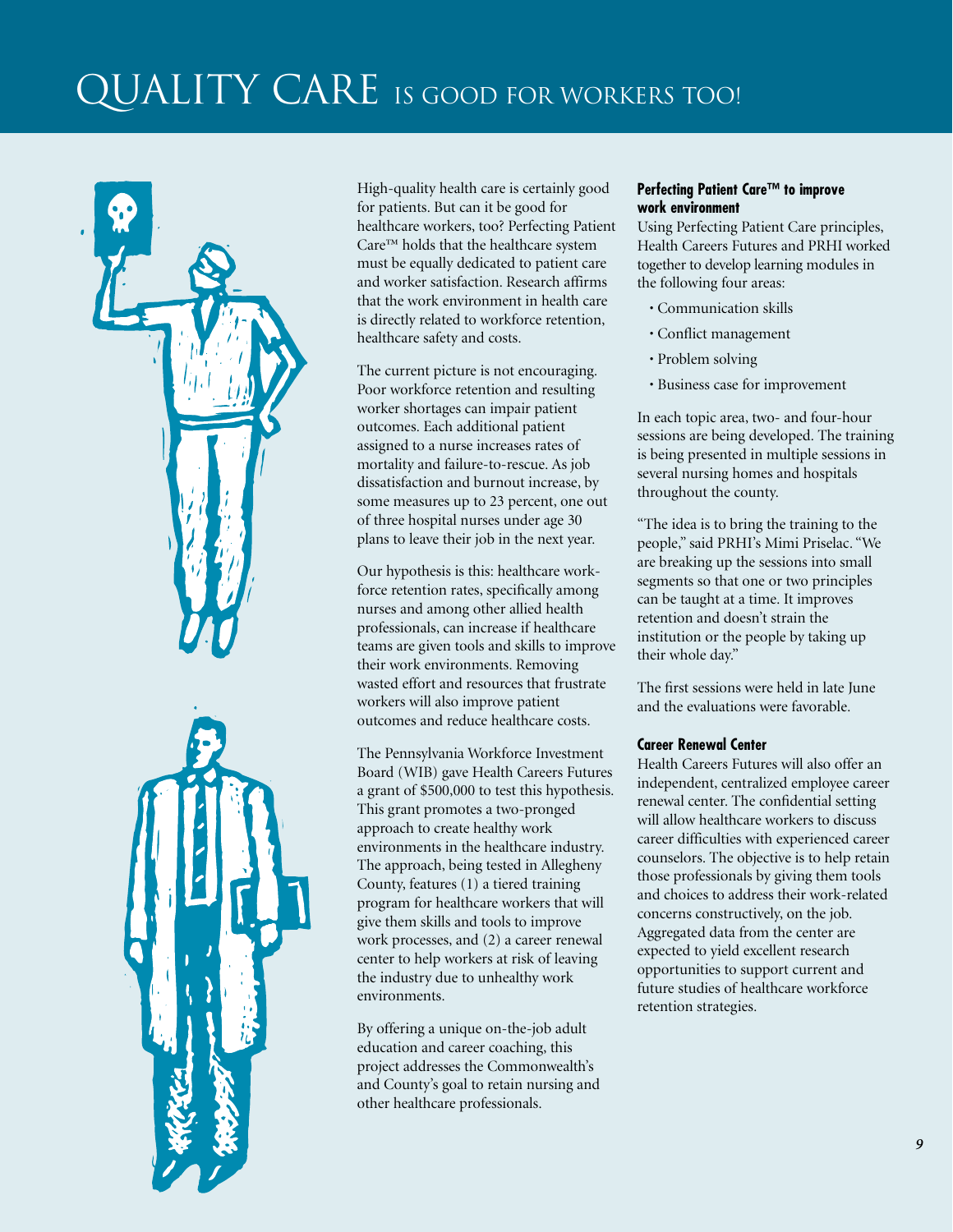# QUALITY CARE IS GOOD FOR WORKERS TOO!

High-quality health care is certainly good for patients. But can it be good for healthcare workers, too? Perfecting Patient Care™ holds that the healthcare system must be equally dedicated to patient care and worker satisfaction. Research affirms that the work environment in health care is directly related to workforce retention, healthcare safety and costs.

The current picture is not encouraging. Poor workforce retention and resulting worker shortages can impair patient outcomes. Each additional patient assigned to a nurse increases rates of mortality and failure-to-rescue. As job dissatisfaction and burnout increase, by some measures up to 23 percent, one out of three hospital nurses under age 30 plans to leave their job in the next year.

Our hypothesis is this: healthcare workforce retention rates, specifically among nurses and among other allied health professionals, can increase if healthcare teams are given tools and skills to improve their work environments. Removing wasted effort and resources that frustrate workers will also improve patient outcomes and reduce healthcare costs.

The Pennsylvania Workforce Investment Board (WIB) gave Health Careers Futures a grant of $500,000 to test this hypothesis. This grant promotes a two-pronged approach to create healthy work environments in the healthcare industry. The approach, being tested in Allegheny County, features (1) a tiered training program for healthcare workers that will give them skills and tools to improve work processes, and (2) a career renewal center to help workers at risk of leaving the industry due to unhealthy work environments.

By offering a unique on-the-job adult education and career coaching, this project addresses the Commonwealth's and County's goal to retain nursing and other healthcare professionals.

#### Perfecting Patient Care™ to improve work environment

Using Perfecting Patient Care principles, Health Careers Futures and PRHI worked together to develop learning modules in the following four areas:

- Communication skills
- Conflict management
- Problem solving
- Business case for improvement

In each topic area, two- and four-hour sessions are being developed. The training is being presented in multiple sessions in several nursing homes and hospitals throughout the county.

"The idea is to bring the training to the people," said PRHI's Mimi Priselac. "We are breaking up the sessions into small segments so that one or two principles can be taught at a time. It improves retention and doesn't strain the institution or the people by taking up their whole day."

The first sessions were held in late June and the evaluations were favorable.

#### Career Renewal Center

Health Careers Futures will also offer an independent, centralized employee career renewal center. The confidential setting will allow healthcare workers to discuss career difficulties with experienced career counselors. The objective is to help retain those professionals by giving them tools and choices to address their work-related concerns constructively, on the job. Aggregated data from the center are expected to yield excellent research opportunities to support current and future studies of healthcare workforce retention strategies.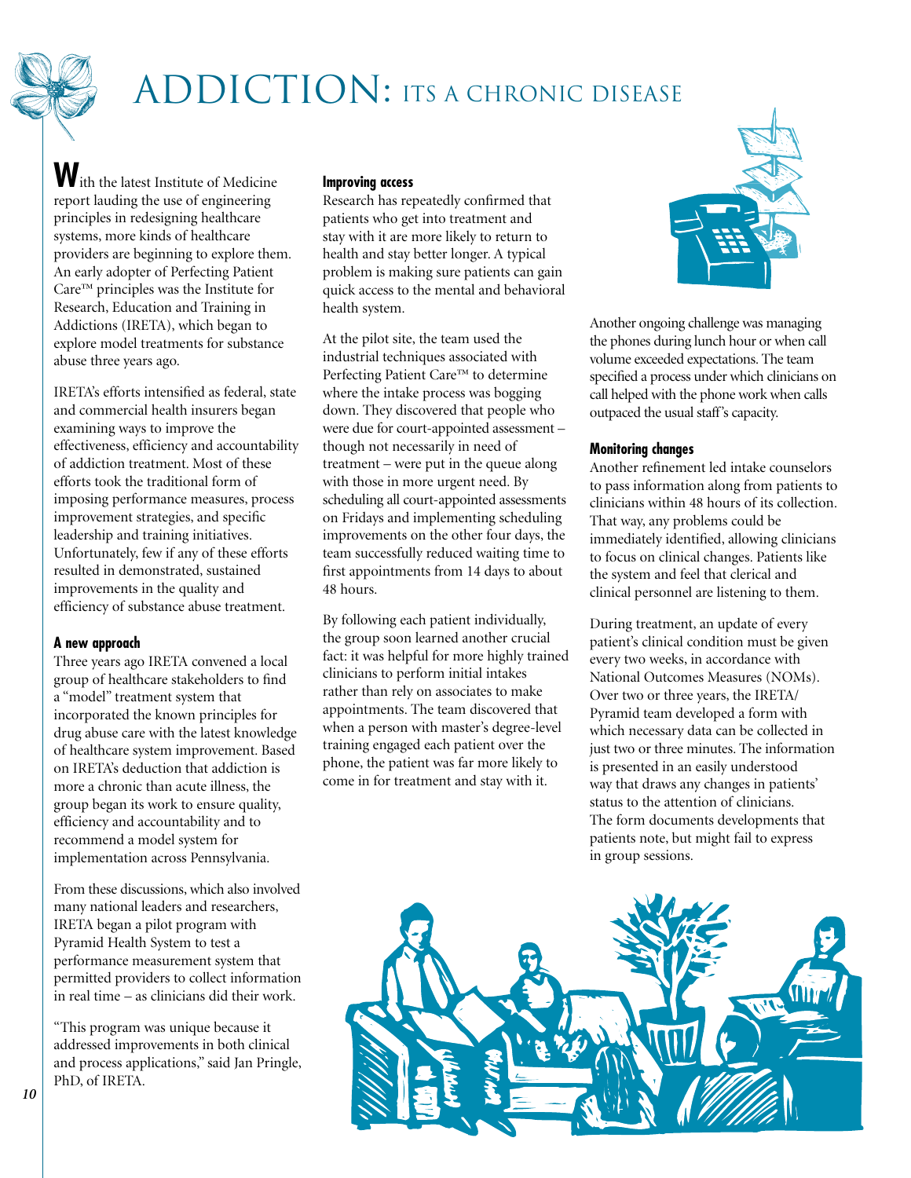# ADDICTION: ITS A CHRONIC DISEASE

With the latest Institute of Medicine report lauding the use of engineering principles in redesigning healthcare systems, more kinds of healthcare providers are beginning to explore them. An early adopter of Perfecting Patient Care™ principles was the Institute for Research, Education and Training in Addictions (IRETA), which began to explore model treatments for substance abuse three years ago.

IRETA's efforts intensified as federal, state and commercial health insurers began examining ways to improve the effectiveness, efficiency and accountability of addiction treatment. Most of these efforts took the traditional form of imposing performance measures, process improvement strategies, and specific leadership and training initiatives. Unfortunately, few if any of these efforts resulted in demonstrated, sustained improvements in the quality and efficiency of substance abuse treatment.

### A new approach

Three years ago IRETA convened a local group of healthcare stakeholders to find a "model" treatment system that incorporated the known principles for drug abuse care with the latest knowledge of healthcare system improvement. Based on IRETA's deduction that addiction is more a chronic than acute illness, the group began its work to ensure quality, efficiency and accountability and to recommend a model system for implementation across Pennsylvania.

From these discussions, which also involved many national leaders and researchers, IRETA began a pilot program with Pyramid Health System to test a performance measurement system that permitted providers to collect information in real time – as clinicians did their work.

"This program was unique because it addressed improvements in both clinical and process applications," said Jan Pringle, PhD, of IRETA.

### Improving access

Research has repeatedly confirmed that patients who get into treatment and stay with it are more likely to return to health and stay better longer. A typical problem is making sure patients can gain quick access to the mental and behavioral health system.

At the pilot site, the team used the industrial techniques associated with Perfecting Patient Care™ to determine where the intake process was bogging down. They discovered that people who were due for court-appointed assessment – though not necessarily in need of treatment – were put in the queue along with those in more urgent need. By scheduling all court-appointed assessments on Fridays and implementing scheduling improvements on the other four days, the team successfully reduced waiting time to first appointments from 14 days to about 48 hours.

By following each patient individually, the group soon learned another crucial fact: it was helpful for more highly trained clinicians to perform initial intakes rather than rely on associates to make appointments. The team discovered that when a person with master's degree-level training engaged each patient over the phone, the patient was far more likely to come in for treatment and stay with it.

Another ongoing challenge was managing the phones during lunch hour or when call volume exceeded expectations. The team specified a process under which clinicians on call helped with the phone work when calls outpaced the usual staff's capacity.

### Monitoring changes

Another refinement led intake counselors to pass information along from patients to clinicians within 48 hours of its collection. That way, any problems could be immediately identified, allowing clinicians to focus on clinical changes. Patients like the system and feel that clerical and clinical personnel are listening to them.

During treatment, an update of every patient's clinical condition must be given every two weeks, in accordance with National Outcomes Measures (NOMs). Over two or three years, the IRETA/Pyramid team developed a form with which necessary data can be collected in just two or three minutes. The information is presented in an easily understood way that draws any changes in patients' status to the attention of clinicians. The form documents developments that patients note, but might fail to express in group sessions.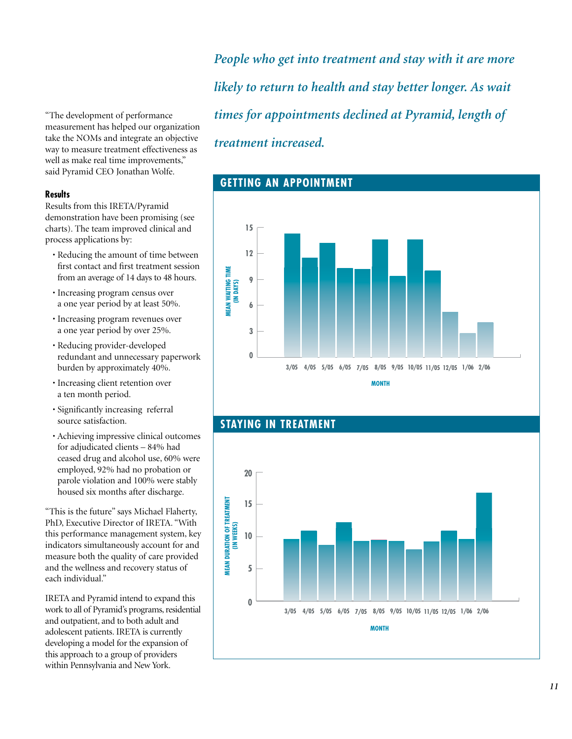"The development of performance measurement has helped our organization take the NOMs and integrate an objective way to measure treatment effectiveness as well as make real time improvements," said Pyramid CEO Jonathan Wolfe.

### Results

Results from this IRETA/Pyramid demonstration have been promising (see charts). The team improved clinical and process applications by:

- Reducing the amount of time between first contact and first treatment session from an average of 14 days to 48 hours.
- Increasing program census over a one year period by at least 50%.
- Increasing program revenues over a one year period by over 25%.
- Reducing provider-developed redundant and unnecessary paperwork burden by approximately 40%.
- Increasing client retention over a ten month period.
- Significantly increasing referral source satisfaction.
- Achieving impressive clinical outcomes for adjudicated clients – 84% had ceased drug and alcohol use, 60% were employed, 92% had no probation or parole violation and 100% were stably housed six months after discharge.

"This is the future" says Michael Flaherty, PhD, Executive Director of IRETA. "With this performance management system, key indicators simultaneously account for and measure both the quality of care provided and the wellness and recovery status of each individual."

IRETA and Pyramid intend to expand this work to all of Pyramid's programs, residential and outpatient, and to both adult and adolescent patients. IRETA is currently developing a model for the expansion of this approach to a group of providers within Pennsylvania and New York.

*People who get into treatment and stay with it are more likely to return to health and stay better longer. As wait times for appointments declined at Pyramid, length of treatment increased.*

## GETTING AN APPOINTMENT

MEAN WAITING TIME (IN DAYS)

MONTH: 3/05, 4/05, 5/05, 6/05, 7/05, 8/05, 9/05, 10/05, 11/05, 12/05, 1/06, 2/06

## STAYING IN TREATMENT

MEAN DURATION OF TREATMENT (IN WEEKS)

MONTH: 3/05, 4/05, 5/05, 6/05, 7/05, 8/05, 9/05, 10/05, 11/05, 12/05, 1/06, 2/06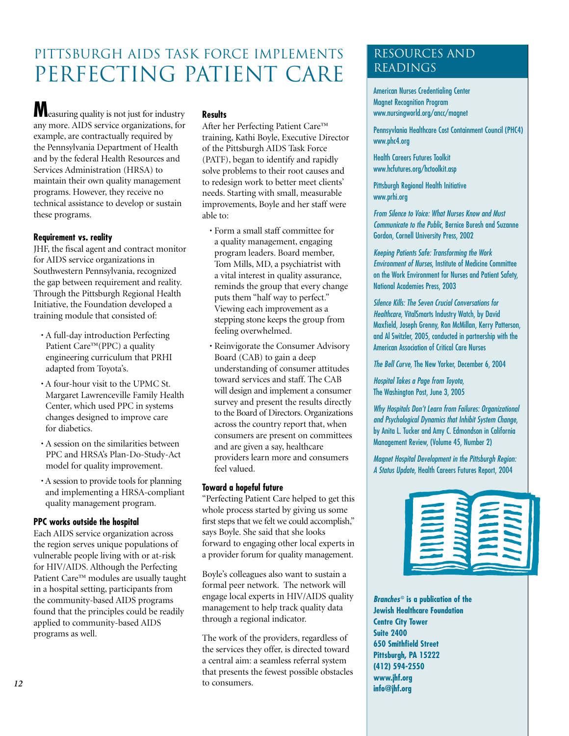# PITTSBURGH AIDS TASK FORCE IMPLEMENTS PERFECTING PATIENT CARE

Measuring quality is not just for industry any more. AIDS service organizations, for example, are contractually required by the Pennsylvania Department of Health and by the federal Health Resources and Services Administration (HRSA) to maintain their own quality management programs. However, they receive no technical assistance to develop or sustain these programs.

### Requirement vs. reality

JHF, the fiscal agent and contract monitor for AIDS service organizations in Southwestern Pennsylvania, recognized the gap between requirement and reality. Through the Pittsburgh Regional Health Initiative, the Foundation developed a training module that consisted of:

- A full-day introduction Perfecting Patient Care™(PPC) a quality engineering curriculum that PRHI adapted from Toyota's.
- A four-hour visit to the UPMC St. Margaret Lawrenceville Family Health Center, which used PPC in systems changes designed to improve care for diabetics.
- A session on the similarities between PPC and HRSA's Plan-Do-Study-Act model for quality improvement.
- A session to provide tools for planning and implementing a HRSA-compliant quality management program.

### PPC works outside the hospital

Each AIDS service organization across the region serves unique populations of vulnerable people living with or at-risk for HIV/AIDS. Although the Perfecting Patient Care™ modules are usually taught in a hospital setting, participants from the community-based AIDS programs found that the principles could be readily applied to community-based AIDS programs as well.

### Results

After her Perfecting Patient Care™ training, Kathi Boyle, Executive Director of the Pittsburgh AIDS Task Force (PATF), began to identify and rapidly solve problems to their root causes and to redesign work to better meet clients' needs. Starting with small, measurable improvements, Boyle and her staff were able to:

- Form a small staff committee for a quality management, engaging program leaders. Board member, Tom Mills, MD, a psychiatrist with a vital interest in quality assurance, reminds the group that every change puts them "half way to perfect." Viewing each improvement as a stepping stone keeps the group from feeling overwhelmed.
- Reinvigorate the Consumer Advisory Board (CAB) to gain a deep understanding of consumer attitudes toward services and staff. The CAB will design and implement a consumer survey and present the results directly to the Board of Directors. Organizations across the country report that, when consumers are present on committees and are given a say, healthcare providers learn more and consumers feel valued.

### Toward a hopeful future

"Perfecting Patient Care helped to get this whole process started by giving us some first steps that we felt we could accomplish," says Boyle. She said that she looks forward to engaging other local experts in a provider forum for quality management.

Boyle's colleagues also want to sustain a formal peer network. The network will engage local experts in HIV/AIDS quality management to help track quality data through a regional indicator.

The work of the providers, regardless of the services they offer, is directed toward a central aim: a seamless referral system that presents the fewest possible obstacles to consumers.

## RESOURCES AND READINGS

American Nurses Credentialing Center Magnet Recognition Program
www.nursingworld.org/ancc/magnet

Pennsylvania Healthcare Cost Containment Council (PHC4)
www.phc4.org

Health Careers Futures Toolkit
www.hcfutures.org/hctoolkit.asp

Pittsburgh Regional Health Initiative
www.prhi.org

*From Silence to Voice: What Nurses Know and Must Communicate to the Public*, Bernice Buresh and Suzanne Gordon, Cornell University Press, 2002

*Keeping Patients Safe: Transforming the Work Environment of Nurses*, Institute of Medicine Committee on the Work Environment for Nurses and Patient Safety, National Academies Press, 2003

*Silence Kills: The Seven Crucial Conversations for Healthcare*, VitalSmarts Industry Watch, by David Maxfield, Joseph Grenny, Ron McMillan, Kerry Patterson, and Al Switzler, 2005, conducted in partnership with the American Association of Critical Care Nurses

*The Bell Curve*, The New Yorker, December 6, 2004

*Hospital Takes a Page from Toyota*, The Washington Post, June 3, 2005

*Why Hospitals Don't Learn from Failures: Organizational and Psychological Dynamics that Inhibit System Change*, by Anita L. Tucker and Amy C. Edmondson in California Management Review, (Volume 45, Number 2)

*Magnet Hospital Development in the Pittsburgh Region: A Status Update*, Health Careers Futures Report, 2004

***Branches*© is a publication of the Jewish Healthcare Foundation**
**Centre City Tower**
**Suite 2400**
**650 Smithfield Street**
**Pittsburgh, PA 15222**
**(412) 594-2550**
**www.jhf.org**
**info@jhf.org**